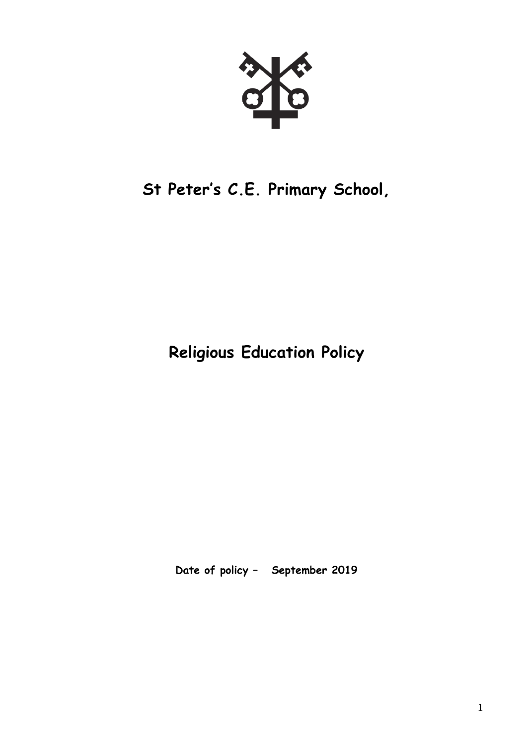# St Peter's C.E. Primary School,

# Religious Education Policy

**Date of policy – September 2019**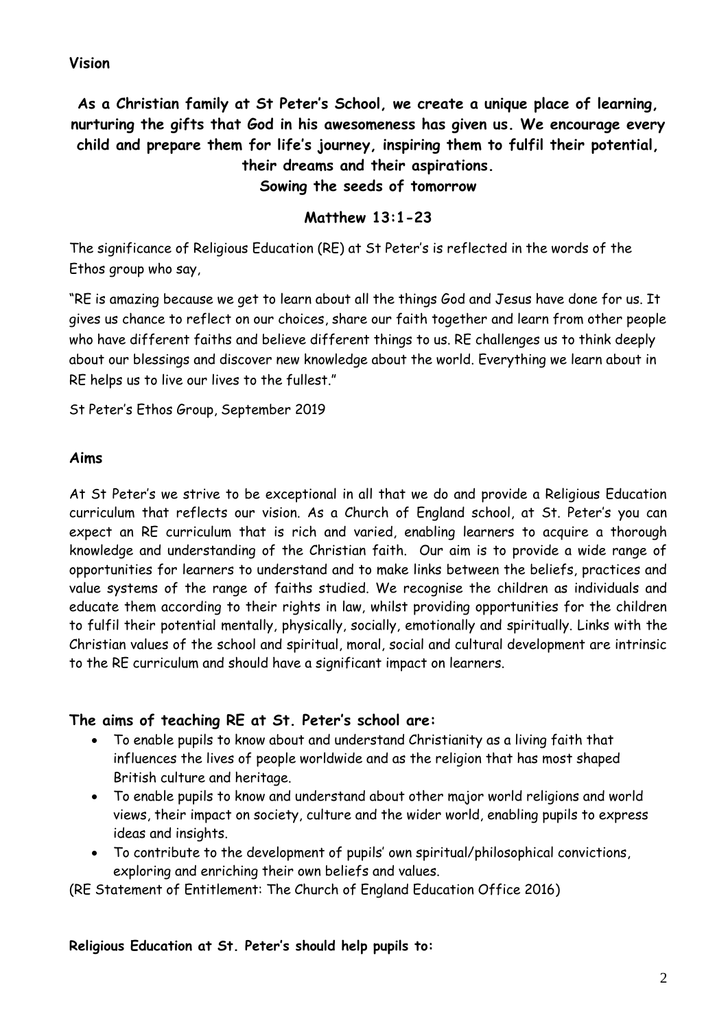**Vision**

**As a Christian family at St Peter's School, we create a unique place of learning, nurturing the gifts that God in his awesomeness has given us. We encourage every child and prepare them for life's journey, inspiring them to fulfil their potential, their dreams and their aspirations.**
**Sowing the seeds of tomorrow**

**Matthew 13:1-23**

The significance of Religious Education (RE) at St Peter's is reflected in the words of the Ethos group who say,

"RE is amazing because we get to learn about all the things God and Jesus have done for us. It gives us chance to reflect on our choices, share our faith together and learn from other people who have different faiths and believe different things to us. RE challenges us to think deeply about our blessings and discover new knowledge about the world. Everything we learn about in RE helps us to live our lives to the fullest."

St Peter's Ethos Group, September 2019

**Aims**

At St Peter's we strive to be exceptional in all that we do and provide a Religious Education curriculum that reflects our vision. As a Church of England school, at St. Peter's you can expect an RE curriculum that is rich and varied, enabling learners to acquire a thorough knowledge and understanding of the Christian faith. Our aim is to provide a wide range of opportunities for learners to understand and to make links between the beliefs, practices and value systems of the range of faiths studied. We recognise the children as individuals and educate them according to their rights in law, whilst providing opportunities for the children to fulfil their potential mentally, physically, socially, emotionally and spiritually. Links with the Christian values of the school and spiritual, moral, social and cultural development are intrinsic to the RE curriculum and should have a significant impact on learners.

**The aims of teaching RE at St. Peter's school are:**

- To enable pupils to know about and understand Christianity as a living faith that influences the lives of people worldwide and as the religion that has most shaped British culture and heritage.
- To enable pupils to know and understand about other major world religions and world views, their impact on society, culture and the wider world, enabling pupils to express ideas and insights.
- To contribute to the development of pupils' own spiritual/philosophical convictions, exploring and enriching their own beliefs and values.

(RE Statement of Entitlement: The Church of England Education Office 2016)

**Religious Education at St. Peter's should help pupils to:**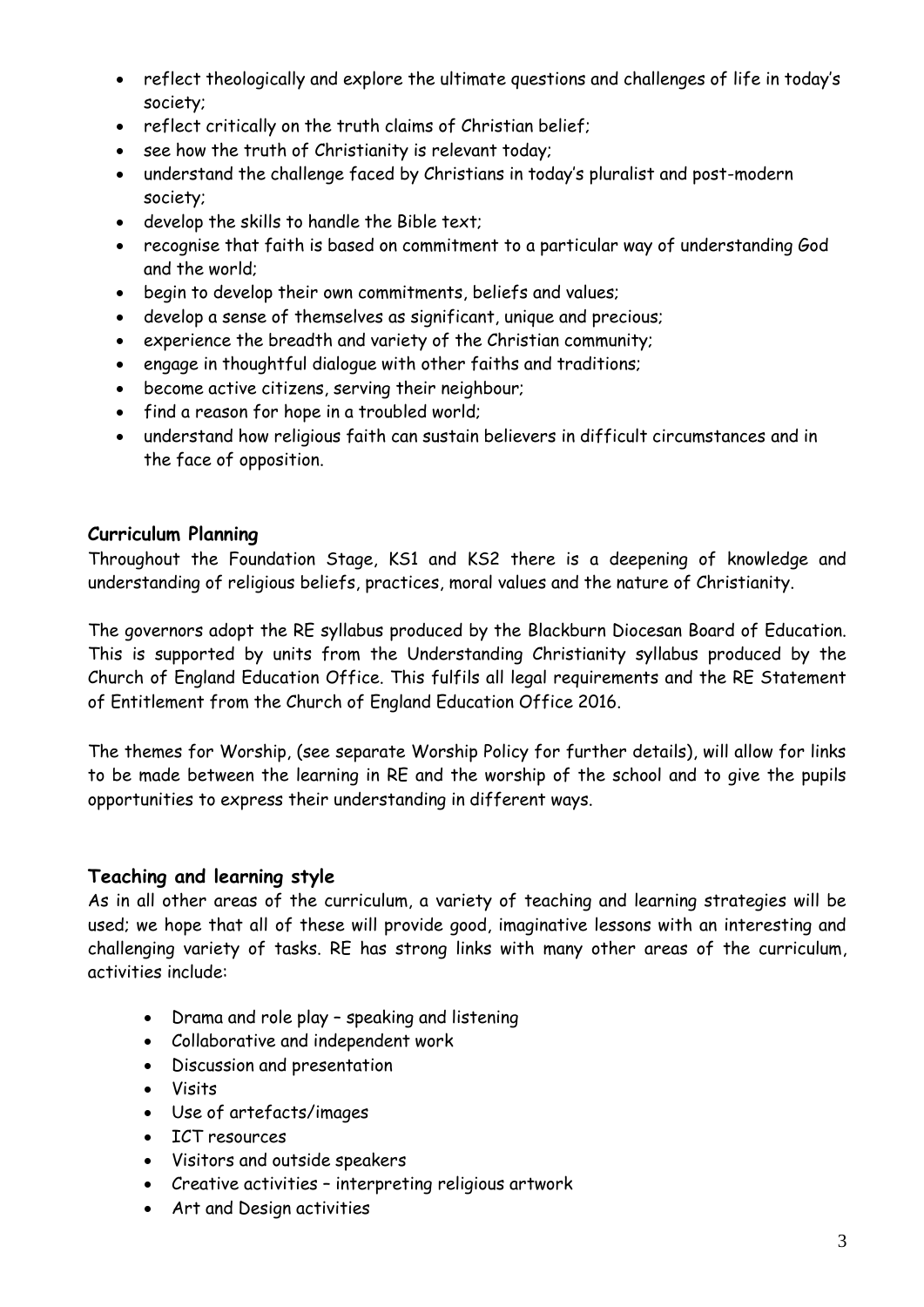- reflect theologically and explore the ultimate questions and challenges of life in today's society;
- reflect critically on the truth claims of Christian belief;
- see how the truth of Christianity is relevant today;
- understand the challenge faced by Christians in today's pluralist and post-modern society;
- develop the skills to handle the Bible text;
- recognise that faith is based on commitment to a particular way of understanding God and the world;
- begin to develop their own commitments, beliefs and values;
- develop a sense of themselves as significant, unique and precious;
- experience the breadth and variety of the Christian community;
- engage in thoughtful dialogue with other faiths and traditions;
- become active citizens, serving their neighbour;
- find a reason for hope in a troubled world;
- understand how religious faith can sustain believers in difficult circumstances and in the face of opposition.

## Curriculum Planning

Throughout the Foundation Stage, KS1 and KS2 there is a deepening of knowledge and understanding of religious beliefs, practices, moral values and the nature of Christianity.

The governors adopt the RE syllabus produced by the Blackburn Diocesan Board of Education. This is supported by units from the Understanding Christianity syllabus produced by the Church of England Education Office. This fulfils all legal requirements and the RE Statement of Entitlement from the Church of England Education Office 2016.

The themes for Worship, (see separate Worship Policy for further details), will allow for links to be made between the learning in RE and the worship of the school and to give the pupils opportunities to express their understanding in different ways.

## Teaching and learning style

As in all other areas of the curriculum, a variety of teaching and learning strategies will be used; we hope that all of these will provide good, imaginative lessons with an interesting and challenging variety of tasks. RE has strong links with many other areas of the curriculum, activities include:

- Drama and role play – speaking and listening
- Collaborative and independent work
- Discussion and presentation
- Visits
- Use of artefacts/images
- ICT resources
- Visitors and outside speakers
- Creative activities – interpreting religious artwork
- Art and Design activities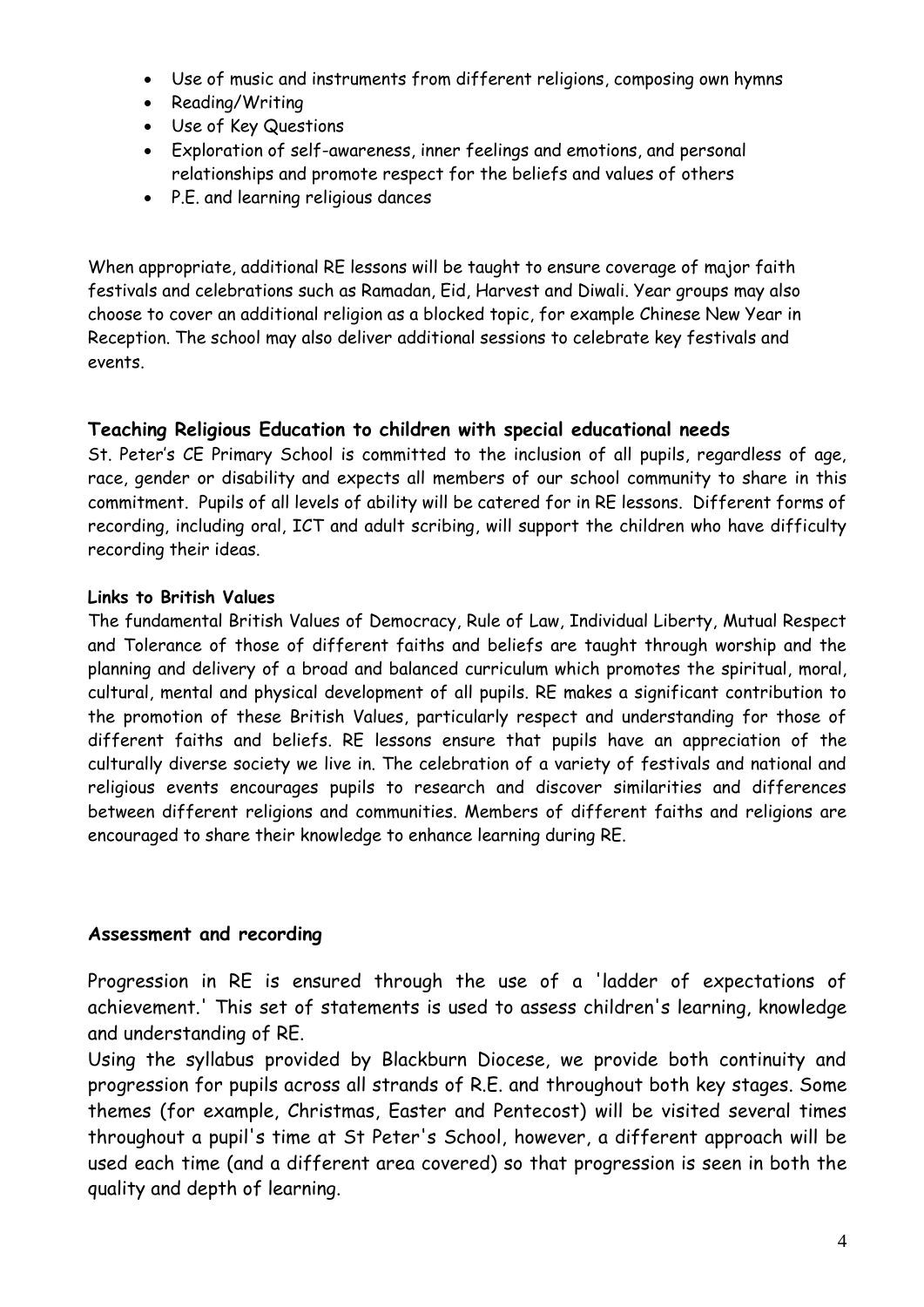- Use of music and instruments from different religions, composing own hymns
- Reading/Writing
- Use of Key Questions
- Exploration of self-awareness, inner feelings and emotions, and personal relationships and promote respect for the beliefs and values of others
- P.E. and learning religious dances

When appropriate, additional RE lessons will be taught to ensure coverage of major faith festivals and celebrations such as Ramadan, Eid, Harvest and Diwali. Year groups may also choose to cover an additional religion as a blocked topic, for example Chinese New Year in Reception. The school may also deliver additional sessions to celebrate key festivals and events.

### Teaching Religious Education to children with special educational needs

St. Peter's CE Primary School is committed to the inclusion of all pupils, regardless of age, race, gender or disability and expects all members of our school community to share in this commitment. Pupils of all levels of ability will be catered for in RE lessons. Different forms of recording, including oral, ICT and adult scribing, will support the children who have difficulty recording their ideas.

#### Links to British Values

The fundamental British Values of Democracy, Rule of Law, Individual Liberty, Mutual Respect and Tolerance of those of different faiths and beliefs are taught through worship and the planning and delivery of a broad and balanced curriculum which promotes the spiritual, moral, cultural, mental and physical development of all pupils. RE makes a significant contribution to the promotion of these British Values, particularly respect and understanding for those of different faiths and beliefs. RE lessons ensure that pupils have an appreciation of the culturally diverse society we live in. The celebration of a variety of festivals and national and religious events encourages pupils to research and discover similarities and differences between different religions and communities. Members of different faiths and religions are encouraged to share their knowledge to enhance learning during RE.

### Assessment and recording

Progression in RE is ensured through the use of a 'ladder of expectations of achievement.' This set of statements is used to assess children's learning, knowledge and understanding of RE.

Using the syllabus provided by Blackburn Diocese, we provide both continuity and progression for pupils across all strands of R.E. and throughout both key stages. Some themes (for example, Christmas, Easter and Pentecost) will be visited several times throughout a pupil's time at St Peter's School, however, a different approach will be used each time (and a different area covered) so that progression is seen in both the quality and depth of learning.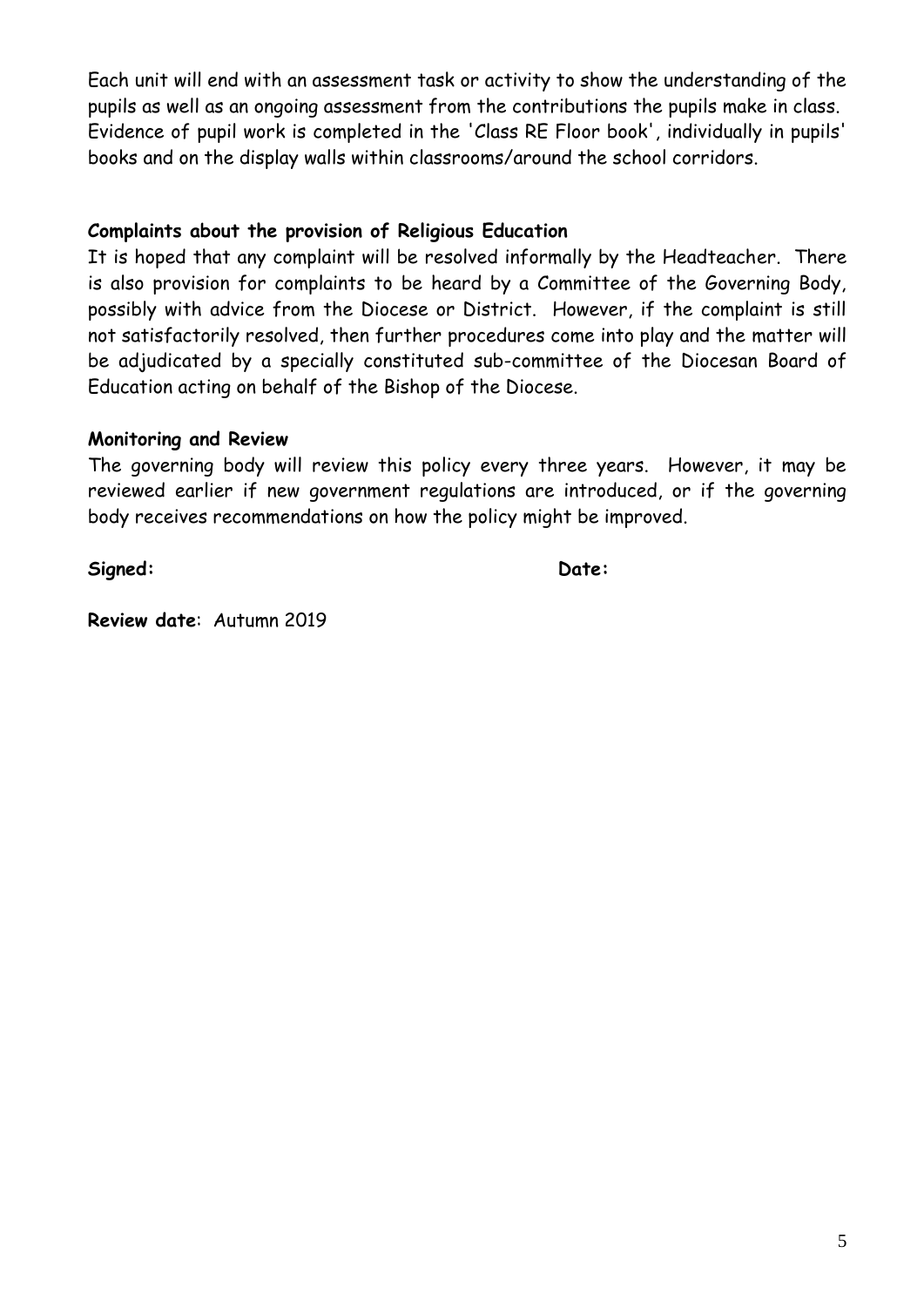Each unit will end with an assessment task or activity to show the understanding of the pupils as well as an ongoing assessment from the contributions the pupils make in class. Evidence of pupil work is completed in the 'Class RE Floor book', individually in pupils' books and on the display walls within classrooms/around the school corridors.

**Complaints about the provision of Religious Education**

It is hoped that any complaint will be resolved informally by the Headteacher. There is also provision for complaints to be heard by a Committee of the Governing Body, possibly with advice from the Diocese or District. However, if the complaint is still not satisfactorily resolved, then further procedures come into play and the matter will be adjudicated by a specially constituted sub-committee of the Diocesan Board of Education acting on behalf of the Bishop of the Diocese.

**Monitoring and Review**

The governing body will review this policy every three years. However, it may be reviewed earlier if new government regulations are introduced, or if the governing body receives recommendations on how the policy might be improved.

**Signed:** **Date:**

**Review date**: Autumn 2019